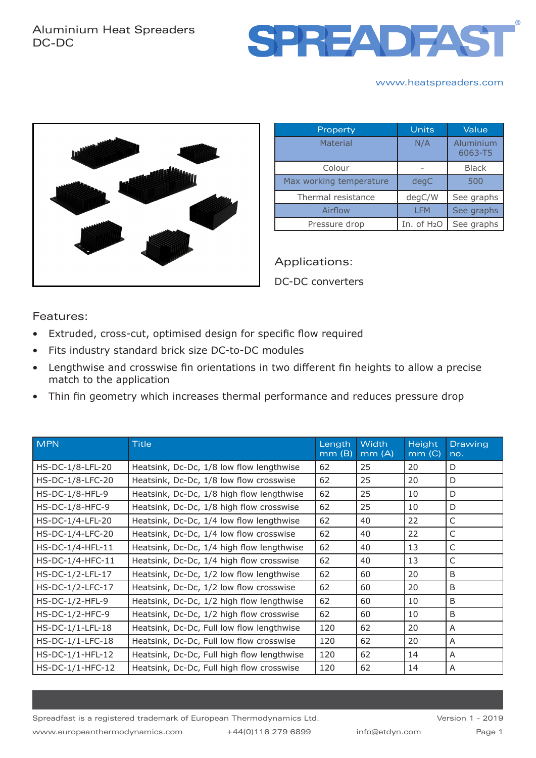# Aluminium Heat Spreaders DC-DC

SPREADFAST®

www.heatspreaders.com

| Property | Units | Value |
|---|---|---|
| Material | N/A | Aluminium 6063-T5 |
| Colour | - | Black |
| Max working temperature | degC | 500 |
| Thermal resistance | degC/W | See graphs |
| Airflow | LFM | See graphs |
| Pressure drop | In. of $H_2O$ | See graphs |

## Applications:

DC-DC converters

## Features:

- Extruded, cross-cut, optimised design for specific flow required
- Fits industry standard brick size DC-to-DC modules
- Lengthwise and crosswise fin orientations in two different fin heights to allow a precise match to the application
- Thin fin geometry which increases thermal performance and reduces pressure drop

| MPN | Title | Length mm (B) | Width mm (A) | Height mm (C) | Drawing no. |
|---|---|---|---|---|---|
| HS-DC-1/8-LFL-20 | Heatsink, Dc-Dc, 1/8 low flow lengthwise | 62 | 25 | 20 | D |
| HS-DC-1/8-LFC-20 | Heatsink, Dc-Dc, 1/8 low flow crosswise | 62 | 25 | 20 | D |
| HS-DC-1/8-HFL-9 | Heatsink, Dc-Dc, 1/8 high flow lengthwise | 62 | 25 | 10 | D |
| HS-DC-1/8-HFC-9 | Heatsink, Dc-Dc, 1/8 high flow crosswise | 62 | 25 | 10 | D |
| HS-DC-1/4-LFL-20 | Heatsink, Dc-Dc, 1/4 low flow lengthwise | 62 | 40 | 22 | C |
| HS-DC-1/4-LFC-20 | Heatsink, Dc-Dc, 1/4 low flow crosswise | 62 | 40 | 22 | C |
| HS-DC-1/4-HFL-11 | Heatsink, Dc-Dc, 1/4 high flow lengthwise | 62 | 40 | 13 | C |
| HS-DC-1/4-HFC-11 | Heatsink, Dc-Dc, 1/4 high flow crosswise | 62 | 40 | 13 | C |
| HS-DC-1/2-LFL-17 | Heatsink, Dc-Dc, 1/2 low flow lengthwise | 62 | 60 | 20 | B |
| HS-DC-1/2-LFC-17 | Heatsink, Dc-Dc, 1/2 low flow crosswise | 62 | 60 | 20 | B |
| HS-DC-1/2-HFL-9 | Heatsink, Dc-Dc, 1/2 high flow lengthwise | 62 | 60 | 10 | B |
| HS-DC-1/2-HFC-9 | Heatsink, Dc-Dc, 1/2 high flow crosswise | 62 | 60 | 10 | B |
| HS-DC-1/1-LFL-18 | Heatsink, Dc-Dc, Full low flow lengthwise | 120 | 62 | 20 | A |
| HS-DC-1/1-LFC-18 | Heatsink, Dc-Dc, Full low flow crosswise | 120 | 62 | 20 | A |
| HS-DC-1/1-HFL-12 | Heatsink, Dc-Dc, Full high flow lengthwise | 120 | 62 | 14 | A |
| HS-DC-1/1-HFC-12 | Heatsink, Dc-Dc, Full high flow crosswise | 120 | 62 | 14 | A |

Spreadfast is a registered trademark of European Thermodynamics Ltd. Version 1 - 2019

www.europeanthermodynamics.com +44(0)116 279 6899 info@etdyn.com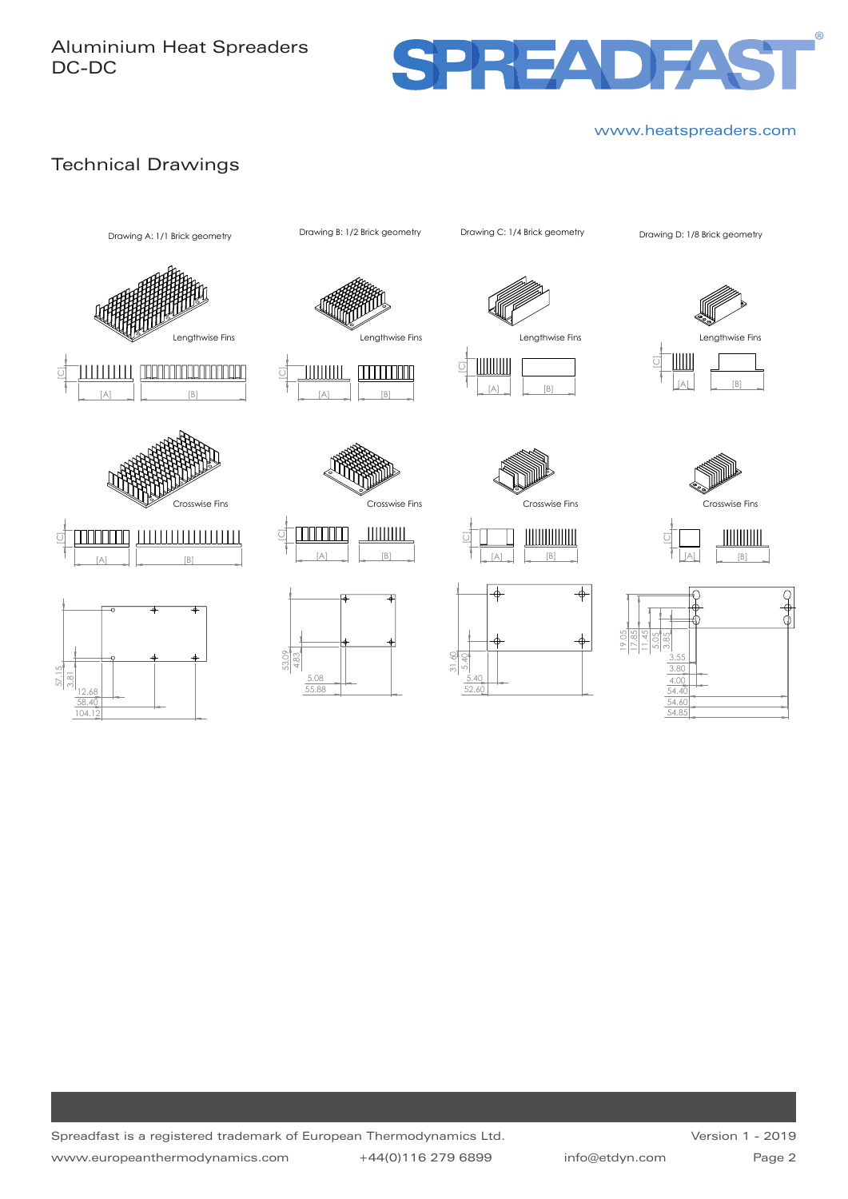# Aluminium Heat Spreaders
DC-DC

SPREADFAST®

www.heatspreaders.com

## Technical Drawings

Drawing A: 1/1 Brick geometry

Lengthwise Fins

[C] [A] [B]

Crosswise Fins

[C] [A] [B]

57.15
3.81
12.68
58.40
104.12

Drawing B: 1/2 Brick geometry

Lengthwise Fins

[C] [A] [B]

Crosswise Fins

[C] [A] [B]

53.09
4.83
5.08
55.88

Drawing C: 1/4 Brick geometry

Lengthwise Fins

[C] [A] [B]

Crosswise Fins

[C] [A] [B]

31.60
5.40
5.40
52.60

Drawing D: 1/8 Brick geometry

Lengthwise Fins

[C] [A] [B]

Crosswise Fins

[C] [A] [B]

19.05
17.85
11.45
5.05
3.85
3.55
3.80
4.00
54.40
54.60
54.85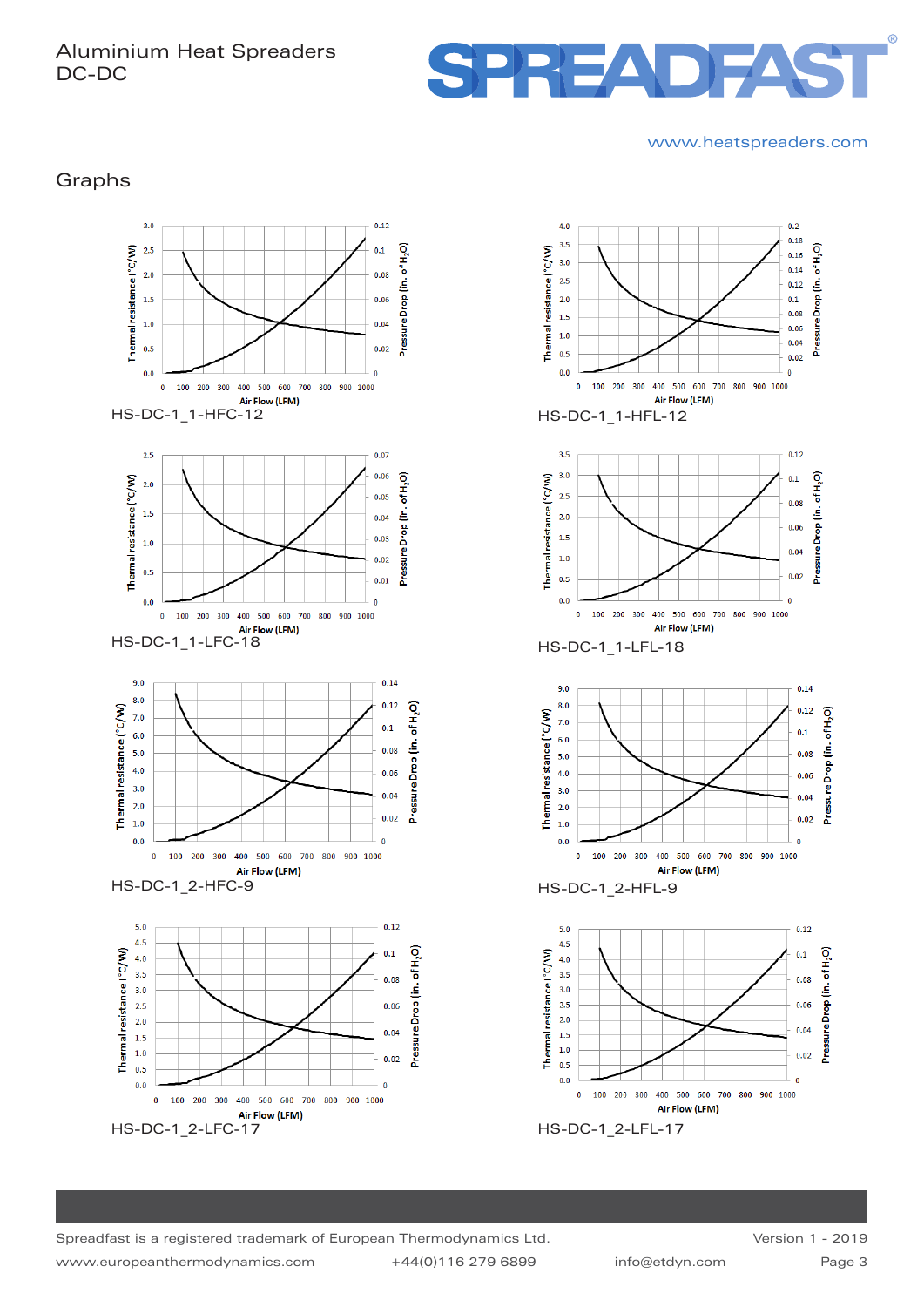Aluminium Heat Spreaders
DC-DC

SPREADFAST®

www.heatspreaders.com

## Graphs

HS-DC-1_1-HFC-12

HS-DC-1_1-HFL-12

HS-DC-1_1-LFC-18

HS-DC-1_1-LFL-18

HS-DC-1_2-HFC-9

HS-DC-1_2-HFL-9

HS-DC-1_2-LFC-17

HS-DC-1_2-LFL-17

Spreadfast is a registered trademark of European Thermodynamics Ltd.

Version 1 - 2019

www.europeanthermodynamics.com +44(0)116 279 6899 info@etdyn.com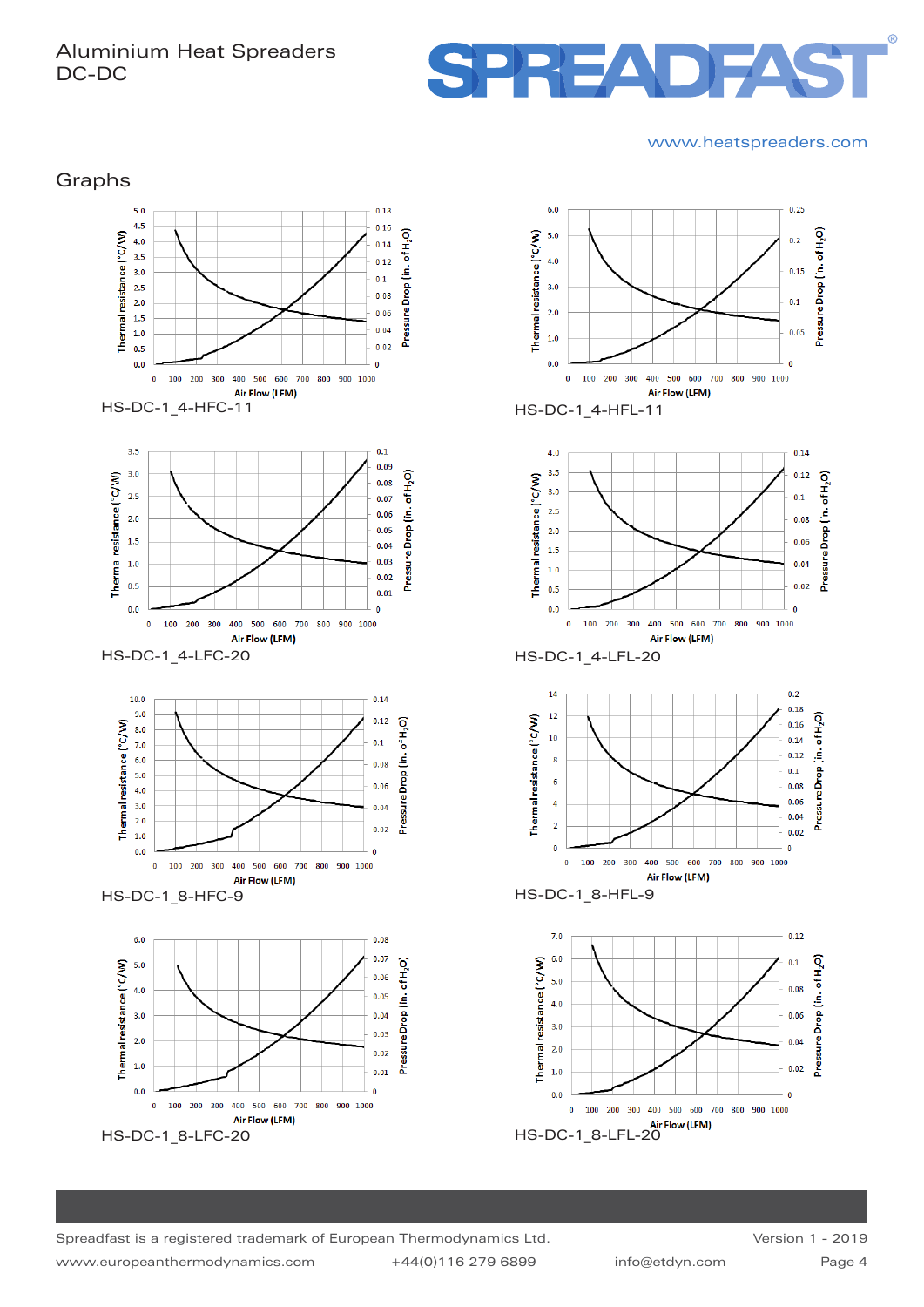Aluminium Heat Spreaders
DC-DC

SPREADFAST®

www.heatspreaders.com

## Graphs

0.0 0.5 1.0 1.5 2.0 2.5 3.0 3.5 4.0 4.5 5.0
Thermal resistance (°C/W)
0 0.02 0.04 0.06 0.08 0.1 0.12 0.14 0.16 0.18
Pressure Drop (in. of $H_2O$)
0 100 200 300 400 500 600 700 800 900 1000
Air Flow (LFM)

HS-DC-1_4-HFC-11

0.0 1.0 2.0 3.0 4.0 5.0 6.0
Thermal resistance (°C/W)
0 0.05 0.1 0.15 0.2 0.25
Pressure Drop (in. of $H_2O$)
0 100 200 300 400 500 600 700 800 900 1000
Air Flow (LFM)

HS-DC-1_4-HFL-11

0.0 0.5 1.0 1.5 2.0 2.5 3.0 3.5
Thermal resistance (°C/W)
0 0.01 0.02 0.03 0.04 0.05 0.06 0.07 0.08 0.09 0.1
Pressure Drop (in. of $H_2O$)
0 100 200 300 400 500 600 700 800 900 1000
Air Flow (LFM)

HS-DC-1_4-LFC-20

0.0 0.5 1.0 1.5 2.0 2.5 3.0 3.5 4.0
Thermal resistance (°C/W)
0 0.02 0.04 0.06 0.08 0.1 0.12 0.14
Pressure Drop (in. of $H_2O$)
0 100 200 300 400 500 600 700 800 900 1000
Air Flow (LFM)

HS-DC-1_4-LFL-20

0.0 1.0 2.0 3.0 4.0 5.0 6.0 7.0 8.0 9.0 10.0
Thermal resistance (°C/W)
0 0.02 0.04 0.06 0.08 0.1 0.12 0.14
Pressure Drop (in. of $H_2O$)
0 100 200 300 400 500 600 700 800 900 1000
Air Flow (LFM)

HS-DC-1_8-HFC-9

0 2 4 6 8 10 12 14
Thermal resistance (°C/W)
0 0.02 0.04 0.06 0.08 0.1 0.12 0.14 0.16 0.18 0.2
Pressure Drop (in. of $H_2O$)
0 100 200 300 400 500 600 700 800 900 1000
Air Flow (LFM)

HS-DC-1_8-HFL-9

0.0 1.0 2.0 3.0 4.0 5.0 6.0
Thermal resistance (°C/W)
0 0.01 0.02 0.03 0.04 0.05 0.06 0.07 0.08
Pressure Drop (in. of $H_2O$)
0 100 200 300 400 500 600 700 800 900 1000
Air Flow (LFM)

HS-DC-1_8-LFC-20

0.0 1.0 2.0 3.0 4.0 5.0 6.0 7.0
Thermal resistance (°C/W)
0 0.02 0.04 0.06 0.08 0.1 0.12
Pressure Drop (in. of $H_2O$)
0 100 200 300 400 500 600 700 800 900 1000
Air Flow (LFM)

HS-DC-1_8-LFL-20

Spreadfast is a registered trademark of European Thermodynamics Ltd. Version 1 - 2019

www.europeanthermodynamics.com +44(0)116 279 6899 info@etdyn.com